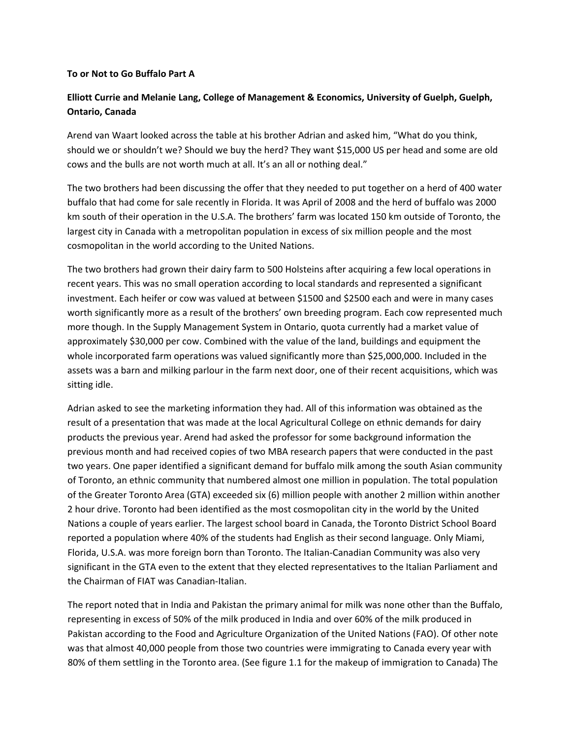**To or Not to Go Buffalo Part A**

**Elliott Currie and Melanie Lang, College of Management & Economics, University of Guelph, Guelph, Ontario, Canada**

Arend van Waart looked across the table at his brother Adrian and asked him, "What do you think, should we or shouldn't we? Should we buy the herd? They want $15,000 US per head and some are old cows and the bulls are not worth much at all. It's an all or nothing deal."

The two brothers had been discussing the offer that they needed to put together on a herd of 400 water buffalo that had come for sale recently in Florida. It was April of 2008 and the herd of buffalo was 2000 km south of their operation in the U.S.A. The brothers' farm was located 150 km outside of Toronto, the largest city in Canada with a metropolitan population in excess of six million people and the most cosmopolitan in the world according to the United Nations.

The two brothers had grown their dairy farm to 500 Holsteins after acquiring a few local operations in recent years. This was no small operation according to local standards and represented a significant investment. Each heifer or cow was valued at between $1500 and $2500 each and were in many cases worth significantly more as a result of the brothers' own breeding program. Each cow represented much more though. In the Supply Management System in Ontario, quota currently had a market value of approximately $30,000 per cow. Combined with the value of the land, buildings and equipment the whole incorporated farm operations was valued significantly more than $25,000,000. Included in the assets was a barn and milking parlour in the farm next door, one of their recent acquisitions, which was sitting idle.

Adrian asked to see the marketing information they had. All of this information was obtained as the result of a presentation that was made at the local Agricultural College on ethnic demands for dairy products the previous year. Arend had asked the professor for some background information the previous month and had received copies of two MBA research papers that were conducted in the past two years. One paper identified a significant demand for buffalo milk among the south Asian community of Toronto, an ethnic community that numbered almost one million in population. The total population of the Greater Toronto Area (GTA) exceeded six (6) million people with another 2 million within another 2 hour drive. Toronto had been identified as the most cosmopolitan city in the world by the United Nations a couple of years earlier. The largest school board in Canada, the Toronto District School Board reported a population where 40% of the students had English as their second language. Only Miami, Florida, U.S.A. was more foreign born than Toronto. The Italian-Canadian Community was also very significant in the GTA even to the extent that they elected representatives to the Italian Parliament and the Chairman of FIAT was Canadian-Italian.

The report noted that in India and Pakistan the primary animal for milk was none other than the Buffalo, representing in excess of 50% of the milk produced in India and over 60% of the milk produced in Pakistan according to the Food and Agriculture Organization of the United Nations (FAO). Of other note was that almost 40,000 people from those two countries were immigrating to Canada every year with 80% of them settling in the Toronto area. (See figure 1.1 for the makeup of immigration to Canada) The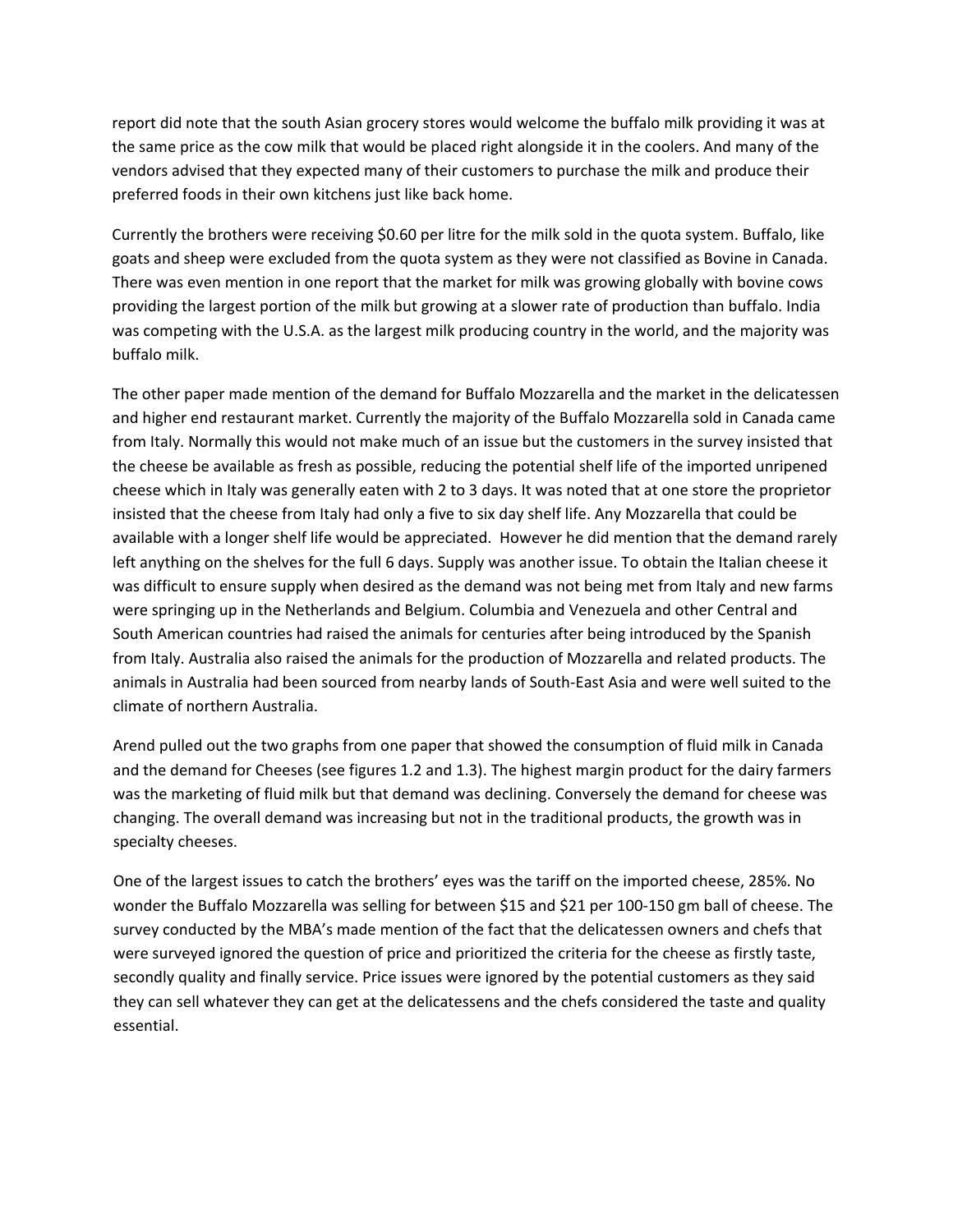report did note that the south Asian grocery stores would welcome the buffalo milk providing it was at the same price as the cow milk that would be placed right alongside it in the coolers. And many of the vendors advised that they expected many of their customers to purchase the milk and produce their preferred foods in their own kitchens just like back home.

Currently the brothers were receiving $0.60 per litre for the milk sold in the quota system. Buffalo, like goats and sheep were excluded from the quota system as they were not classified as Bovine in Canada. There was even mention in one report that the market for milk was growing globally with bovine cows providing the largest portion of the milk but growing at a slower rate of production than buffalo. India was competing with the U.S.A. as the largest milk producing country in the world, and the majority was buffalo milk.

The other paper made mention of the demand for Buffalo Mozzarella and the market in the delicatessen and higher end restaurant market. Currently the majority of the Buffalo Mozzarella sold in Canada came from Italy. Normally this would not make much of an issue but the customers in the survey insisted that the cheese be available as fresh as possible, reducing the potential shelf life of the imported unripened cheese which in Italy was generally eaten with 2 to 3 days. It was noted that at one store the proprietor insisted that the cheese from Italy had only a five to six day shelf life. Any Mozzarella that could be available with a longer shelf life would be appreciated. However he did mention that the demand rarely left anything on the shelves for the full 6 days. Supply was another issue. To obtain the Italian cheese it was difficult to ensure supply when desired as the demand was not being met from Italy and new farms were springing up in the Netherlands and Belgium. Columbia and Venezuela and other Central and South American countries had raised the animals for centuries after being introduced by the Spanish from Italy. Australia also raised the animals for the production of Mozzarella and related products. The animals in Australia had been sourced from nearby lands of South-East Asia and were well suited to the climate of northern Australia.

Arend pulled out the two graphs from one paper that showed the consumption of fluid milk in Canada and the demand for Cheeses (see figures 1.2 and 1.3). The highest margin product for the dairy farmers was the marketing of fluid milk but that demand was declining. Conversely the demand for cheese was changing. The overall demand was increasing but not in the traditional products, the growth was in specialty cheeses.

One of the largest issues to catch the brothers' eyes was the tariff on the imported cheese, 285%. No wonder the Buffalo Mozzarella was selling for between $15 and $21 per 100-150 gm ball of cheese. The survey conducted by the MBA's made mention of the fact that the delicatessen owners and chefs that were surveyed ignored the question of price and prioritized the criteria for the cheese as firstly taste, secondly quality and finally service. Price issues were ignored by the potential customers as they said they can sell whatever they can get at the delicatessens and the chefs considered the taste and quality essential.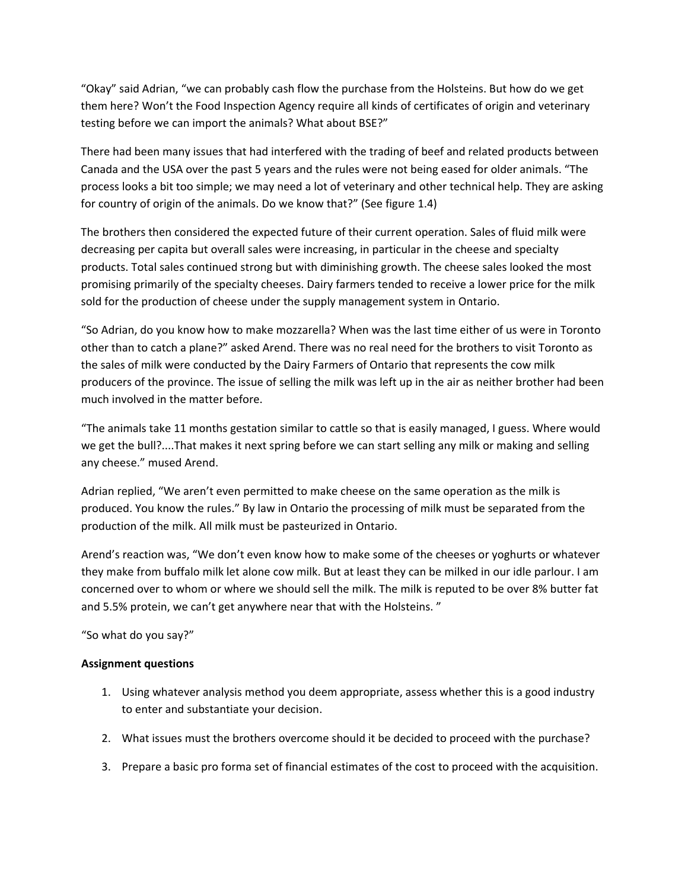"Okay" said Adrian, "we can probably cash flow the purchase from the Holsteins. But how do we get them here? Won't the Food Inspection Agency require all kinds of certificates of origin and veterinary testing before we can import the animals? What about BSE?"

There had been many issues that had interfered with the trading of beef and related products between Canada and the USA over the past 5 years and the rules were not being eased for older animals. "The process looks a bit too simple; we may need a lot of veterinary and other technical help. They are asking for country of origin of the animals. Do we know that?" (See figure 1.4)

The brothers then considered the expected future of their current operation. Sales of fluid milk were decreasing per capita but overall sales were increasing, in particular in the cheese and specialty products. Total sales continued strong but with diminishing growth. The cheese sales looked the most promising primarily of the specialty cheeses. Dairy farmers tended to receive a lower price for the milk sold for the production of cheese under the supply management system in Ontario.

"So Adrian, do you know how to make mozzarella? When was the last time either of us were in Toronto other than to catch a plane?" asked Arend. There was no real need for the brothers to visit Toronto as the sales of milk were conducted by the Dairy Farmers of Ontario that represents the cow milk producers of the province. The issue of selling the milk was left up in the air as neither brother had been much involved in the matter before.

"The animals take 11 months gestation similar to cattle so that is easily managed, I guess. Where would we get the bull?....That makes it next spring before we can start selling any milk or making and selling any cheese." mused Arend.

Adrian replied, "We aren't even permitted to make cheese on the same operation as the milk is produced. You know the rules." By law in Ontario the processing of milk must be separated from the production of the milk. All milk must be pasteurized in Ontario.

Arend's reaction was, "We don't even know how to make some of the cheeses or yoghurts or whatever they make from buffalo milk let alone cow milk. But at least they can be milked in our idle parlour. I am concerned over to whom or where we should sell the milk. The milk is reputed to be over 8% butter fat and 5.5% protein, we can't get anywhere near that with the Holsteins. "

"So what do you say?"

**Assignment questions**

1. Using whatever analysis method you deem appropriate, assess whether this is a good industry to enter and substantiate your decision.
2. What issues must the brothers overcome should it be decided to proceed with the purchase?
3. Prepare a basic pro forma set of financial estimates of the cost to proceed with the acquisition.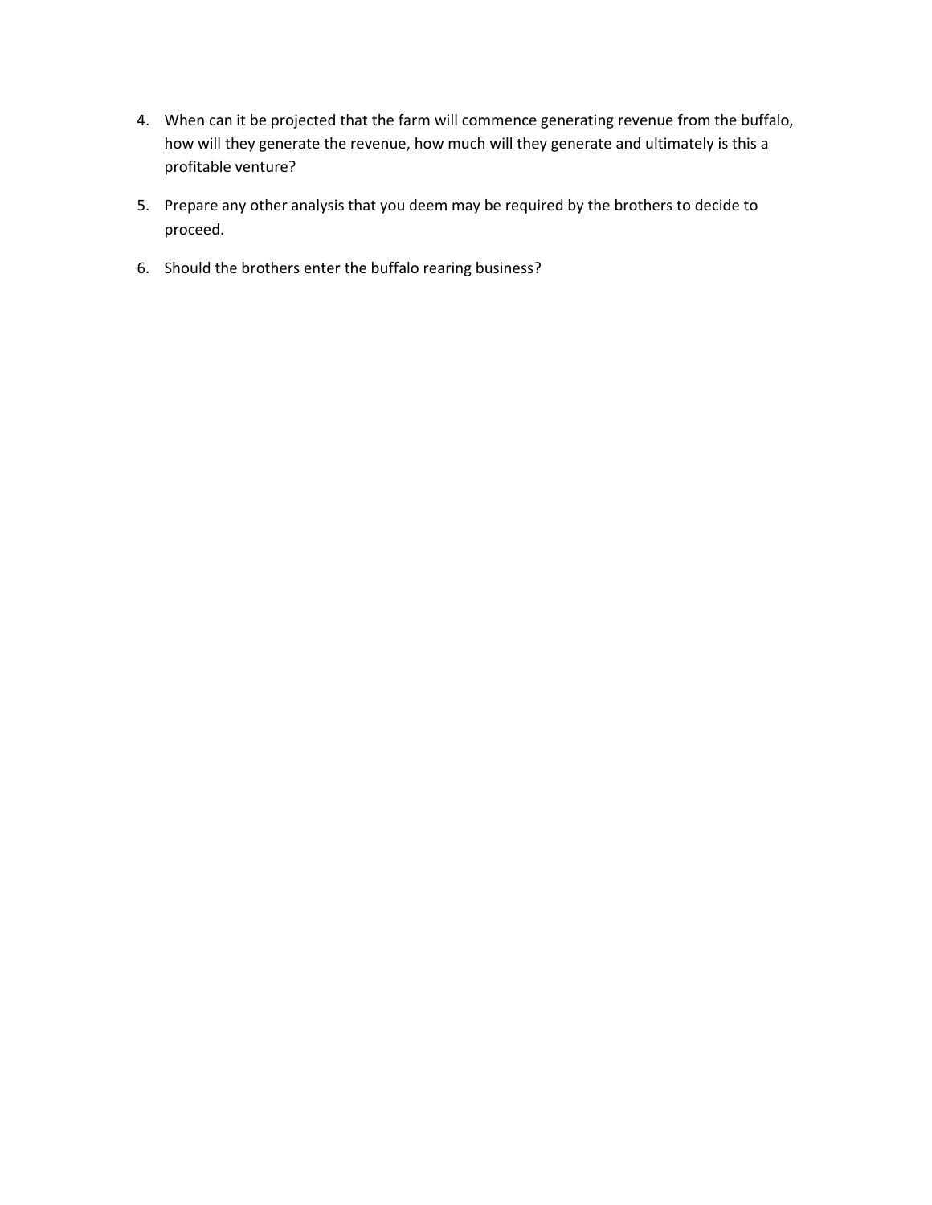4. When can it be projected that the farm will commence generating revenue from the buffalo, how will they generate the revenue, how much will they generate and ultimately is this a profitable venture?

5. Prepare any other analysis that you deem may be required by the brothers to decide to proceed.

6. Should the brothers enter the buffalo rearing business?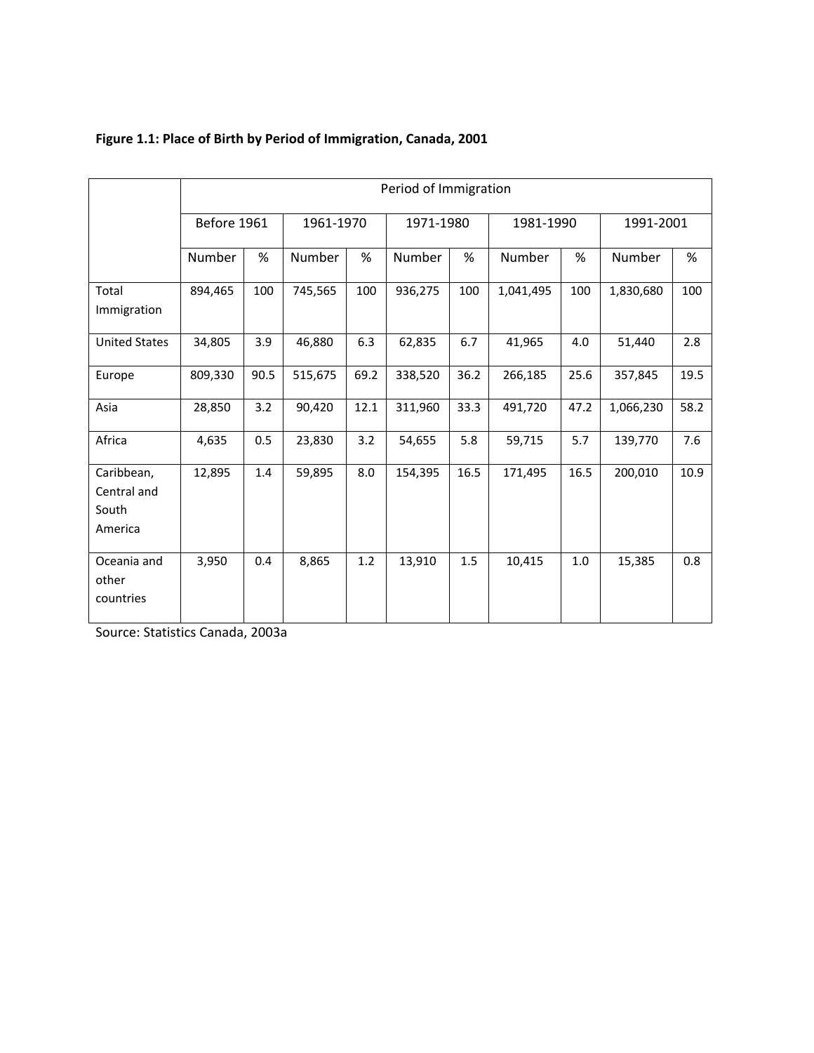**Figure 1.1: Place of Birth by Period of Immigration, Canada, 2001**

| | Period of Immigration | | | | | | | | | |
|---|---|---|---|---|---|---|---|---|---|---|
| | Before 1961 | | 1961-1970 | | 1971-1980 | | 1981-1990 | | 1991-2001 | |
| | Number | % | Number | % | Number | % | Number | % | Number | % |
| Total Immigration | 894,465 | 100 | 745,565 | 100 | 936,275 | 100 | 1,041,495 | 100 | 1,830,680 | 100 |
| United States | 34,805 | 3.9 | 46,880 | 6.3 | 62,835 | 6.7 | 41,965 | 4.0 | 51,440 | 2.8 |
| Europe | 809,330 | 90.5 | 515,675 | 69.2 | 338,520 | 36.2 | 266,185 | 25.6 | 357,845 | 19.5 |
| Asia | 28,850 | 3.2 | 90,420 | 12.1 | 311,960 | 33.3 | 491,720 | 47.2 | 1,066,230 | 58.2 |
| Africa | 4,635 | 0.5 | 23,830 | 3.2 | 54,655 | 5.8 | 59,715 | 5.7 | 139,770 | 7.6 |
| Caribbean, Central and South America | 12,895 | 1.4 | 59,895 | 8.0 | 154,395 | 16.5 | 171,495 | 16.5 | 200,010 | 10.9 |
| Oceania and other countries | 3,950 | 0.4 | 8,865 | 1.2 | 13,910 | 1.5 | 10,415 | 1.0 | 15,385 | 0.8 |

Source: Statistics Canada, 2003a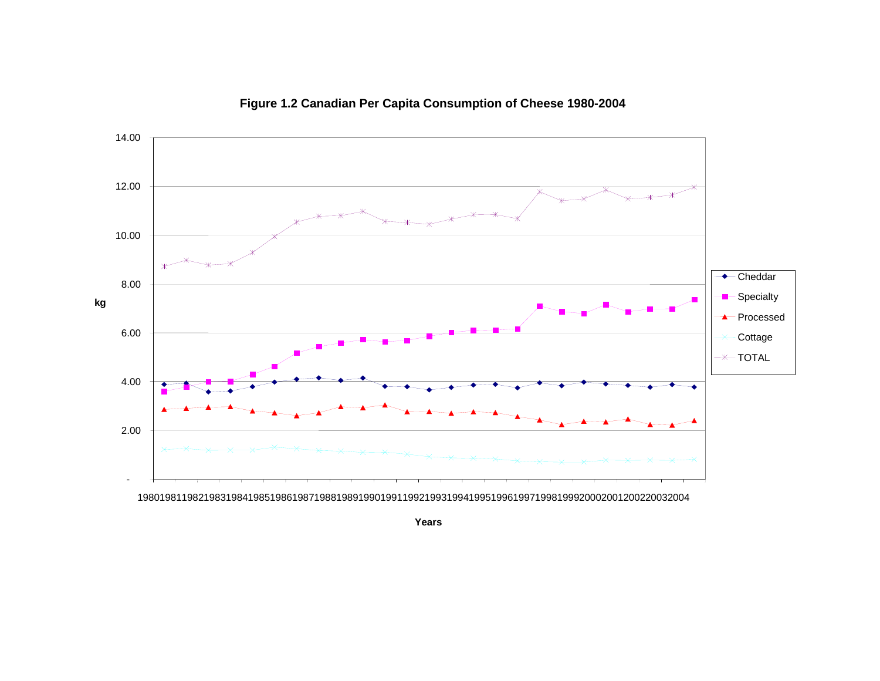**Figure 1.2 Canadian Per Capita Consumption of Cheese 1980-2004**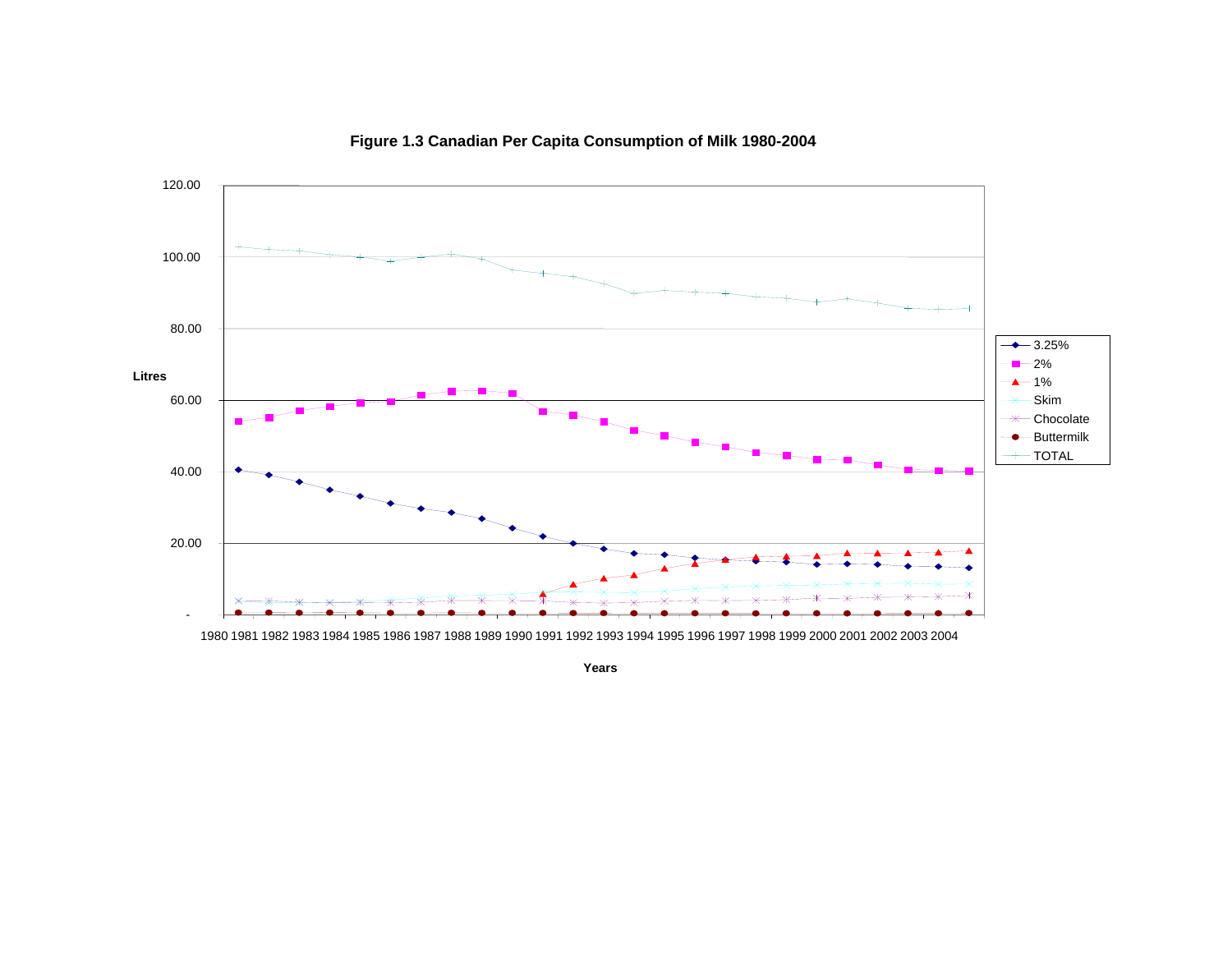**Figure 1.3 Canadian Per Capita Consumption of Milk 1980-2004**

Litres

120.00
100.00
80.00
60.00
40.00
20.00
-

1980 1981 1982 1983 1984 1985 1986 1987 1988 1989 1990 1991 1992 1993 1994 1995 1996 1997 1998 1999 2000 2001 2002 2003 2004

Years

- 3.25%
- 2%
- 1%
- Skim
- Chocolate
- Buttermilk
- TOTAL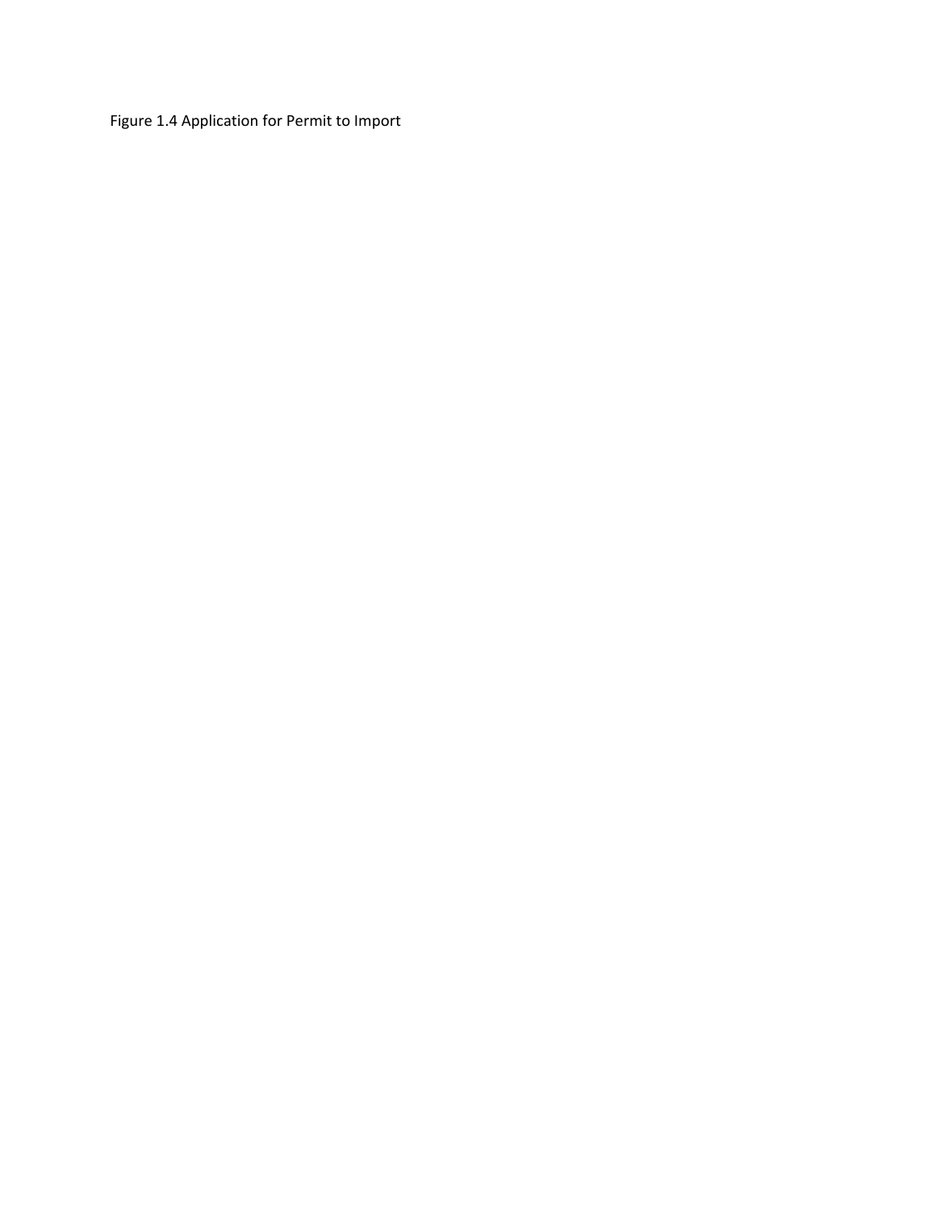Figure 1.4 Application for Permit to Import